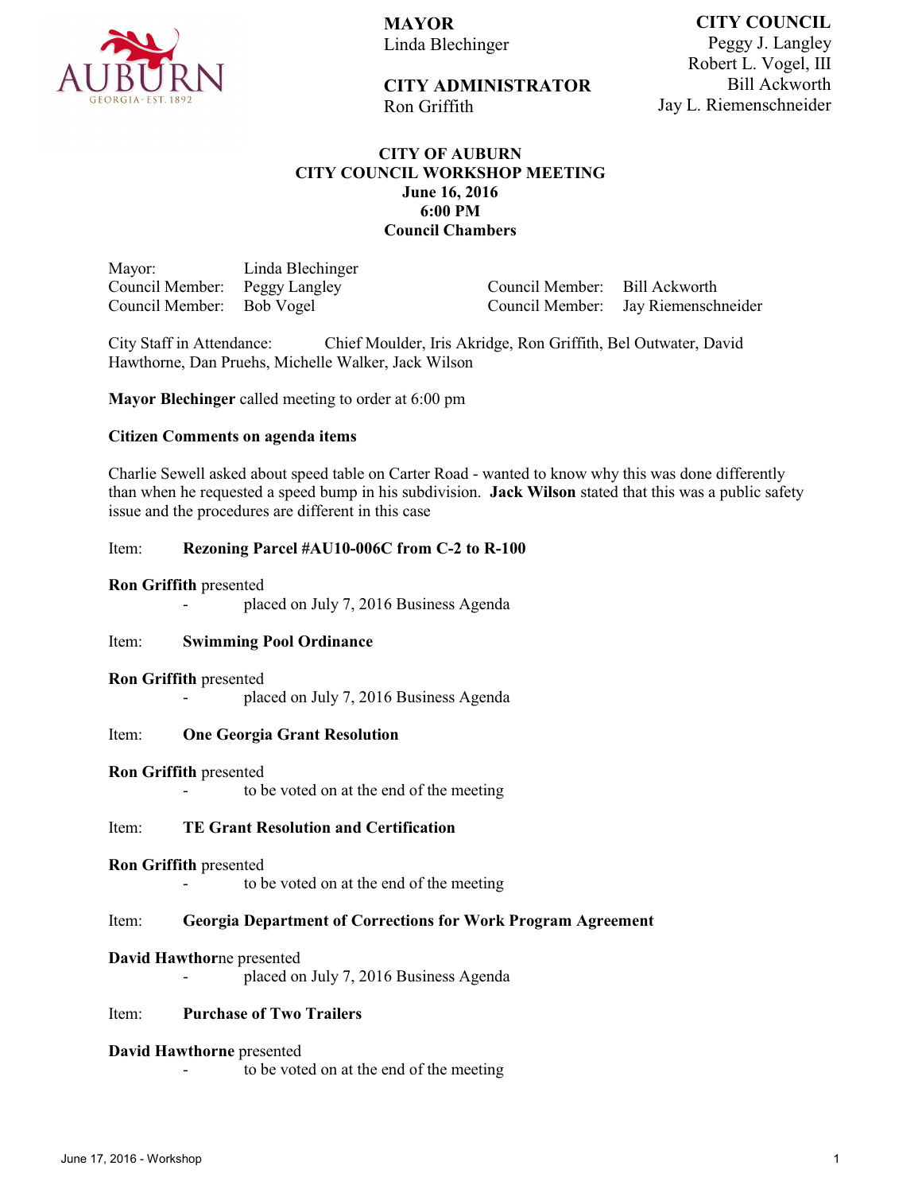**MAYOR**
Linda Blechinger

**CITY ADMINISTRATOR**
Ron Griffith

**CITY COUNCIL**
Peggy J. Langley
Robert L. Vogel, III
Bill Ackworth
Jay L. Riemenschneider

**CITY OF AUBURN**
**CITY COUNCIL WORKSHOP MEETING**
**June 16, 2016**
**6:00 PM**
**Council Chambers**

Mayor: Linda Blechinger
Council Member: Peggy Langley
Council Member: Bob Vogel
Council Member: Bill Ackworth
Council Member: Jay Riemenschneider

City Staff in Attendance: Chief Moulder, Iris Akridge, Ron Griffith, Bel Outwater, David Hawthorne, Dan Pruehs, Michelle Walker, Jack Wilson

**Mayor Blechinger** called meeting to order at 6:00 pm

**Citizen Comments on agenda items**

Charlie Sewell asked about speed table on Carter Road - wanted to know why this was done differently than when he requested a speed bump in his subdivision. **Jack Wilson** stated that this was a public safety issue and the procedures are different in this case

Item: **Rezoning Parcel #AU10-006C from C-2 to R-100**

**Ron Griffith** presented

- placed on July 7, 2016 Business Agenda

Item: **Swimming Pool Ordinance**

**Ron Griffith** presented

- placed on July 7, 2016 Business Agenda

Item: **One Georgia Grant Resolution**

**Ron Griffith** presented

- to be voted on at the end of the meeting

Item: **TE Grant Resolution and Certification**

**Ron Griffith** presented

- to be voted on at the end of the meeting

Item: **Georgia Department of Corrections for Work Program Agreement**

**David Hawthor**ne presented

- placed on July 7, 2016 Business Agenda

Item: **Purchase of Two Trailers**

**David Hawthorne** presented

- to be voted on at the end of the meeting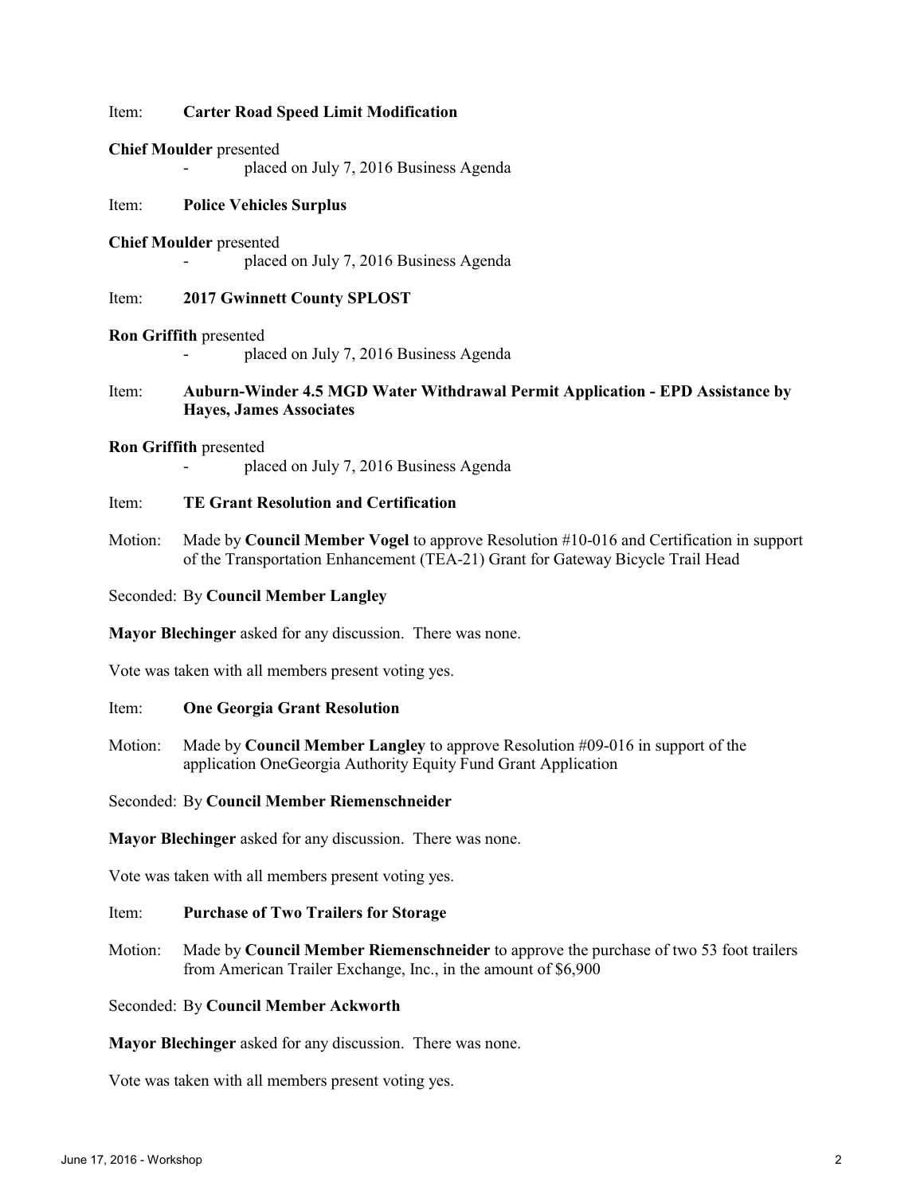Item: **Carter Road Speed Limit Modification**

**Chief Moulder** presented

- placed on July 7, 2016 Business Agenda

Item: **Police Vehicles Surplus**

**Chief Moulder** presented

- placed on July 7, 2016 Business Agenda

Item: **2017 Gwinnett County SPLOST**

**Ron Griffith** presented

- placed on July 7, 2016 Business Agenda

Item: **Auburn-Winder 4.5 MGD Water Withdrawal Permit Application - EPD Assistance by Hayes, James Associates**

**Ron Griffith** presented

- placed on July 7, 2016 Business Agenda

Item: **TE Grant Resolution and Certification**

Motion: Made by **Council Member Vogel** to approve Resolution #10-016 and Certification in support of the Transportation Enhancement (TEA-21) Grant for Gateway Bicycle Trail Head

Seconded: By **Council Member Langley**

**Mayor Blechinger** asked for any discussion. There was none.

Vote was taken with all members present voting yes.

Item: **One Georgia Grant Resolution**

Motion: Made by **Council Member Langley** to approve Resolution #09-016 in support of the application OneGeorgia Authority Equity Fund Grant Application

Seconded: By **Council Member Riemenschneider**

**Mayor Blechinger** asked for any discussion. There was none.

Vote was taken with all members present voting yes.

Item: **Purchase of Two Trailers for Storage**

Motion: Made by **Council Member Riemenschneider** to approve the purchase of two 53 foot trailers from American Trailer Exchange, Inc., in the amount of $6,900

Seconded: By **Council Member Ackworth**

**Mayor Blechinger** asked for any discussion. There was none.

Vote was taken with all members present voting yes.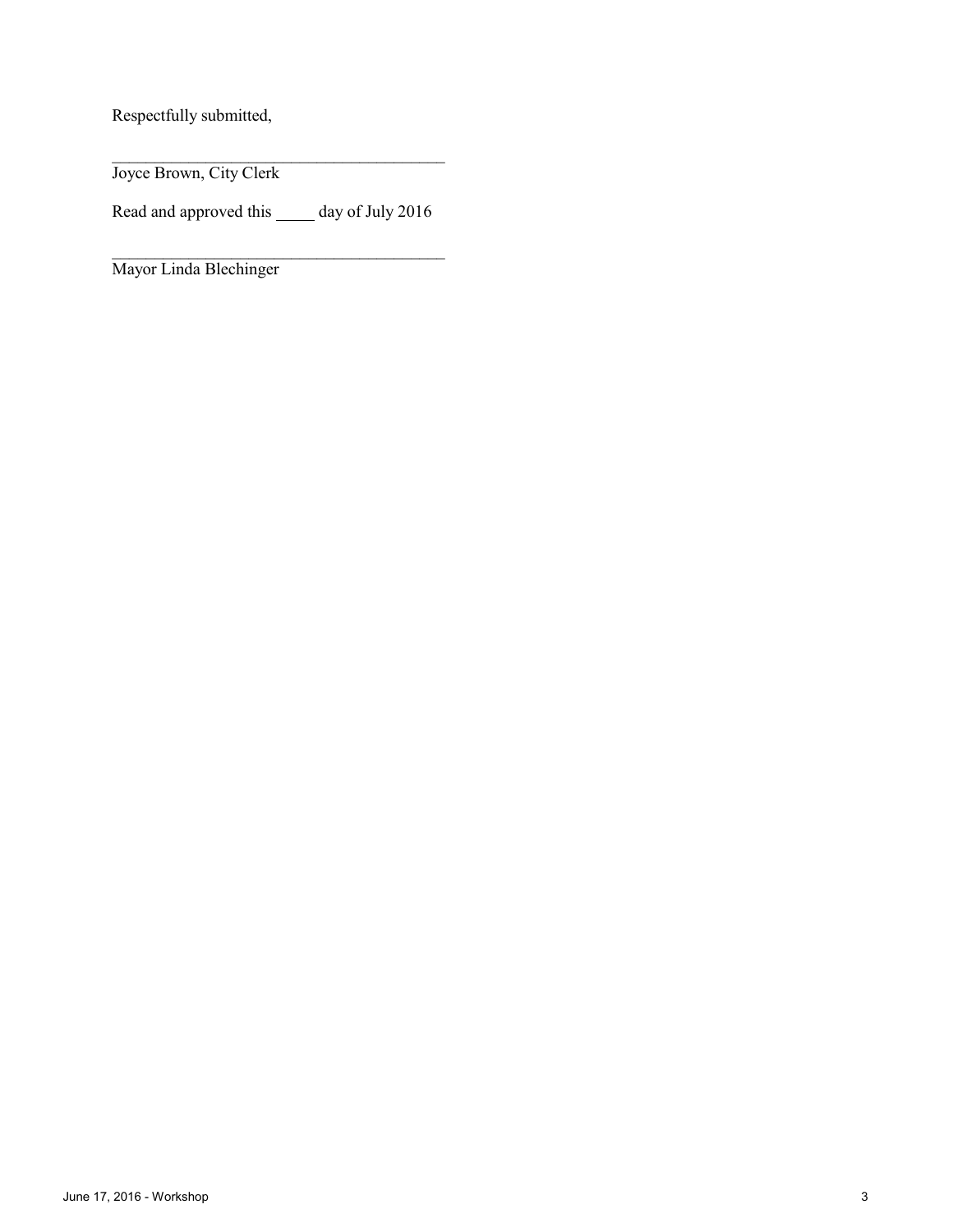Respectfully submitted,

\_\_\_\_\_\_\_\_\_\_\_\_\_\_\_\_\_\_\_\_\_\_\_\_\_\_\_\_\_\_\_\_\_\_\_\_\_\_\_\_

Joyce Brown, City Clerk

Read and approved this \_\_\_\_\_ day of July 2016

\_\_\_\_\_\_\_\_\_\_\_\_\_\_\_\_\_\_\_\_\_\_\_\_\_\_\_\_\_\_\_\_\_\_\_\_\_\_\_\_

Mayor Linda Blechinger